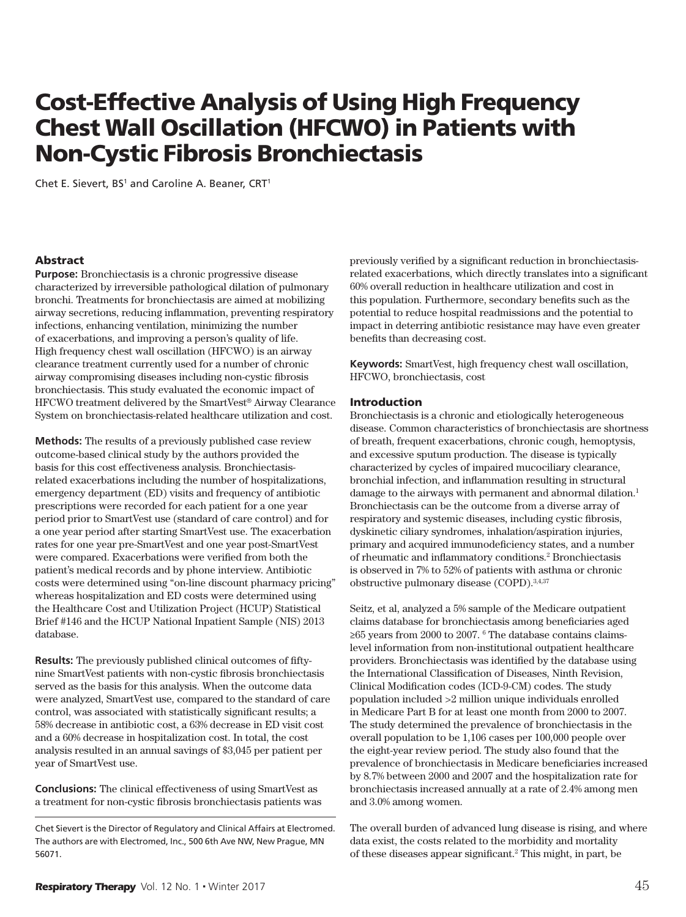# Cost-Effective Analysis of Using High Frequency Chest Wall Oscillation (HFCWO) in Patients with Non-Cystic Fibrosis Bronchiectasis

Chet E. Sievert, BS[1] and Caroline A. Beaner, CRT[1]

## Abstract

**Purpose:** Bronchiectasis is a chronic progressive disease characterized by irreversible pathological dilation of pulmonary bronchi. Treatments for bronchiectasis are aimed at mobilizing airway secretions, reducing inflammation, preventing respiratory infections, enhancing ventilation, minimizing the number of exacerbations, and improving a person's quality of life. High frequency chest wall oscillation (HFCWO) is an airway clearance treatment currently used for a number of chronic airway compromising diseases including non-cystic fibrosis bronchiectasis. This study evaluated the economic impact of HFCWO treatment delivered by the SmartVest® Airway Clearance System on bronchiectasis-related healthcare utilization and cost.

**Methods:** The results of a previously published case review outcome-based clinical study by the authors provided the basis for this cost effectiveness analysis. Bronchiectasis-related exacerbations including the number of hospitalizations, emergency department (ED) visits and frequency of antibiotic prescriptions were recorded for each patient for a one year period prior to SmartVest use (standard of care control) and for a one year period after starting SmartVest use. The exacerbation rates for one year pre-SmartVest and one year post-SmartVest were compared. Exacerbations were verified from both the patient's medical records and by phone interview. Antibiotic costs were determined using "on-line discount pharmacy pricing" whereas hospitalization and ED costs were determined using the Healthcare Cost and Utilization Project (HCUP) Statistical Brief #146 and the HCUP National Inpatient Sample (NIS) 2013 database.

**Results:** The previously published clinical outcomes of fifty-nine SmartVest patients with non-cystic fibrosis bronchiectasis served as the basis for this analysis. When the outcome data were analyzed, SmartVest use, compared to the standard of care control, was associated with statistically significant results; a 58% decrease in antibiotic cost, a 63% decrease in ED visit cost and a 60% decrease in hospitalization cost. In total, the cost analysis resulted in an annual savings of $3,045 per patient per year of SmartVest use.

**Conclusions:** The clinical effectiveness of using SmartVest as a treatment for non-cystic fibrosis bronchiectasis patients was previously verified by a significant reduction in bronchiectasis-related exacerbations, which directly translates into a significant 60% overall reduction in healthcare utilization and cost in this population. Furthermore, secondary benefits such as the potential to reduce hospital readmissions and the potential to impact in deterring antibiotic resistance may have even greater benefits than decreasing cost.

**Keywords:** SmartVest, high frequency chest wall oscillation, HFCWO, bronchiectasis, cost

Chet Sievert is the Director of Regulatory and Clinical Affairs at Electromed. The authors are with Electromed, Inc., 500 6th Ave NW, New Prague, MN 56071.

## Introduction

Bronchiectasis is a chronic and etiologically heterogeneous disease. Common characteristics of bronchiectasis are shortness of breath, frequent exacerbations, chronic cough, hemoptysis, and excessive sputum production. The disease is typically characterized by cycles of impaired mucociliary clearance, bronchial infection, and inflammation resulting in structural damage to the airways with permanent and abnormal dilation.[1] Bronchiectasis can be the outcome from a diverse array of respiratory and systemic diseases, including cystic fibrosis, dyskinetic ciliary syndromes, inhalation/aspiration injuries, primary and acquired immunodeficiency states, and a number of rheumatic and inflammatory conditions.[2] Bronchiectasis is observed in 7% to 52% of patients with asthma or chronic obstructive pulmonary disease (COPD).[3,4,37]

Seitz, et al, analyzed a 5% sample of the Medicare outpatient claims database for bronchiectasis among beneficiaries aged ≥65 years from 2000 to 2007.[6] The database contains claims-level information from non-institutional outpatient healthcare providers. Bronchiectasis was identified by the database using the International Classification of Diseases, Ninth Revision, Clinical Modification codes (ICD-9-CM) codes. The study population included >2 million unique individuals enrolled in Medicare Part B for at least one month from 2000 to 2007. The study determined the prevalence of bronchiectasis in the overall population to be 1,106 cases per 100,000 people over the eight-year review period. The study also found that the prevalence of bronchiectasis in Medicare beneficiaries increased by 8.7% between 2000 and 2007 and the hospitalization rate for bronchiectasis increased annually at a rate of 2.4% among men and 3.0% among women.

The overall burden of advanced lung disease is rising, and where data exist, the costs related to the morbidity and mortality of these diseases appear significant.[2] This might, in part, be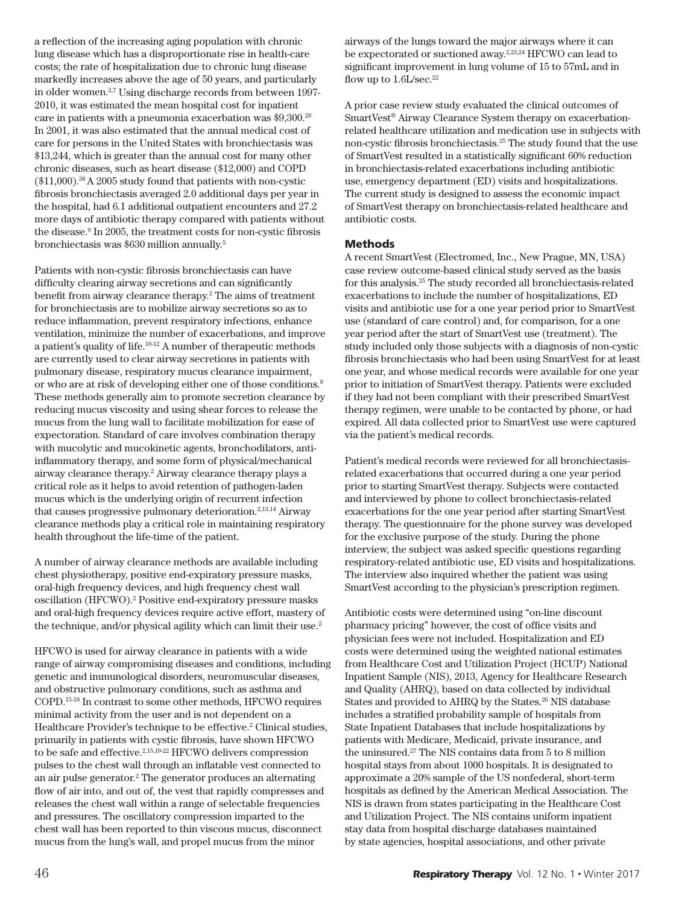a reflection of the increasing aging population with chronic lung disease which has a disproportionate rise in health-care costs; the rate of hospitalization due to chronic lung disease markedly increases above the age of 50 years, and particularly in older women.[2,7] Using discharge records from between 1997-2010, it was estimated the mean hospital cost for inpatient care in patients with a pneumonia exacerbation was $9,300.[28] In 2001, it was also estimated that the annual medical cost of care for persons in the United States with bronchiectasis was $13,244, which is greater than the annual cost for many other chronic diseases, such as heart disease ($12,000) and COPD ($11,000).[38] A 2005 study found that patients with non-cystic fibrosis bronchiectasis averaged 2.0 additional days per year in the hospital, had 6.1 additional outpatient encounters and 27.2 more days of antibiotic therapy compared with patients without the disease.[9] In 2005, the treatment costs for non-cystic fibrosis bronchiectasis was $630 million annually.[5]

Patients with non-cystic fibrosis bronchiectasis can have difficulty clearing airway secretions and can significantly benefit from airway clearance therapy.[2] The aims of treatment for bronchiectasis are to mobilize airway secretions so as to reduce inflammation, prevent respiratory infections, enhance ventilation, minimize the number of exacerbations, and improve a patient's quality of life.[10-12] A number of therapeutic methods are currently used to clear airway secretions in patients with pulmonary disease, respiratory mucus clearance impairment, or who are at risk of developing either one of those conditions.[8] These methods generally aim to promote secretion clearance by reducing mucus viscosity and using shear forces to release the mucus from the lung wall to facilitate mobilization for ease of expectoration. Standard of care involves combination therapy with mucolytic and mucokinetic agents, bronchodilators, anti-inflammatory therapy, and some form of physical/mechanical airway clearance therapy.[2] Airway clearance therapy plays a critical role as it helps to avoid retention of pathogen-laden mucus which is the underlying origin of recurrent infection that causes progressive pulmonary deterioration.[2,13,14] Airway clearance methods play a critical role in maintaining respiratory health throughout the life-time of the patient.

A number of airway clearance methods are available including chest physiotherapy, positive end-expiratory pressure masks, oral-high frequency devices, and high frequency chest wall oscillation (HFCWO).[2] Positive end-expiratory pressure masks and oral-high frequency devices require active effort, mastery of the technique, and/or physical agility which can limit their use.[2]

HFCWO is used for airway clearance in patients with a wide range of airway compromising diseases and conditions, including genetic and immunological disorders, neuromuscular diseases, and obstructive pulmonary conditions, such as asthma and COPD.[15-18] In contrast to some other methods, HFCWO requires minimal activity from the user and is not dependent on a Healthcare Provider's technique to be effective.[2] Clinical studies, primarily in patients with cystic fibrosis, have shown HFCWO to be safe and effective.[2,15,19-22] HFCWO delivers compression pulses to the chest wall through an inflatable vest connected to an air pulse generator.[2] The generator produces an alternating flow of air into, and out of, the vest that rapidly compresses and releases the chest wall within a range of selectable frequencies and pressures. The oscillatory compression imparted to the chest wall has been reported to thin viscous mucus, disconnect mucus from the lung's wall, and propel mucus from the minor airways of the lungs toward the major airways where it can be expectorated or suctioned away.[2,23,24] HFCWO can lead to significant improvement in lung volume of 15 to 57mL and in flow up to 1.6L/sec.[22]

A prior case review study evaluated the clinical outcomes of SmartVest® Airway Clearance System therapy on exacerbation-related healthcare utilization and medication use in subjects with non-cystic fibrosis bronchiectasis.[25] The study found that the use of SmartVest resulted in a statistically significant 60% reduction in bronchiectasis-related exacerbations including antibiotic use, emergency department (ED) visits and hospitalizations. The current study is designed to assess the economic impact of SmartVest therapy on bronchiectasis-related healthcare and antibiotic costs.

## Methods

A recent SmartVest (Electromed, Inc., New Prague, MN, USA) case review outcome-based clinical study served as the basis for this analysis.[25] The study recorded all bronchiectasis-related exacerbations to include the number of hospitalizations, ED visits and antibiotic use for a one year period prior to SmartVest use (standard of care control) and, for comparison, for a one year period after the start of SmartVest use (treatment). The study included only those subjects with a diagnosis of non-cystic fibrosis bronchiectasis who had been using SmartVest for at least one year, and whose medical records were available for one year prior to initiation of SmartVest therapy. Patients were excluded if they had not been compliant with their prescribed SmartVest therapy regimen, were unable to be contacted by phone, or had expired. All data collected prior to SmartVest use were captured via the patient's medical records.

Patient's medical records were reviewed for all bronchiectasis-related exacerbations that occurred during a one year period prior to starting SmartVest therapy. Subjects were contacted and interviewed by phone to collect bronchiectasis-related exacerbations for the one year period after starting SmartVest therapy. The questionnaire for the phone survey was developed for the exclusive purpose of the study. During the phone interview, the subject was asked specific questions regarding respiratory-related antibiotic use, ED visits and hospitalizations. The interview also inquired whether the patient was using SmartVest according to the physician's prescription regimen.

Antibiotic costs were determined using "on-line discount pharmacy pricing" however, the cost of office visits and physician fees were not included. Hospitalization and ED costs were determined using the weighted national estimates from Healthcare Cost and Utilization Project (HCUP) National Inpatient Sample (NIS), 2013, Agency for Healthcare Research and Quality (AHRQ), based on data collected by individual States and provided to AHRQ by the States.[26] NIS database includes a stratified probability sample of hospitals from State Inpatient Databases that include hospitalizations by patients with Medicare, Medicaid, private insurance, and the uninsured.[27] The NIS contains data from 5 to 8 million hospital stays from about 1000 hospitals. It is designated to approximate a 20% sample of the US nonfederal, short-term hospitals as defined by the American Medical Association. The NIS is drawn from states participating in the Healthcare Cost and Utilization Project. The NIS contains uniform inpatient stay data from hospital discharge databases maintained by state agencies, hospital associations, and other private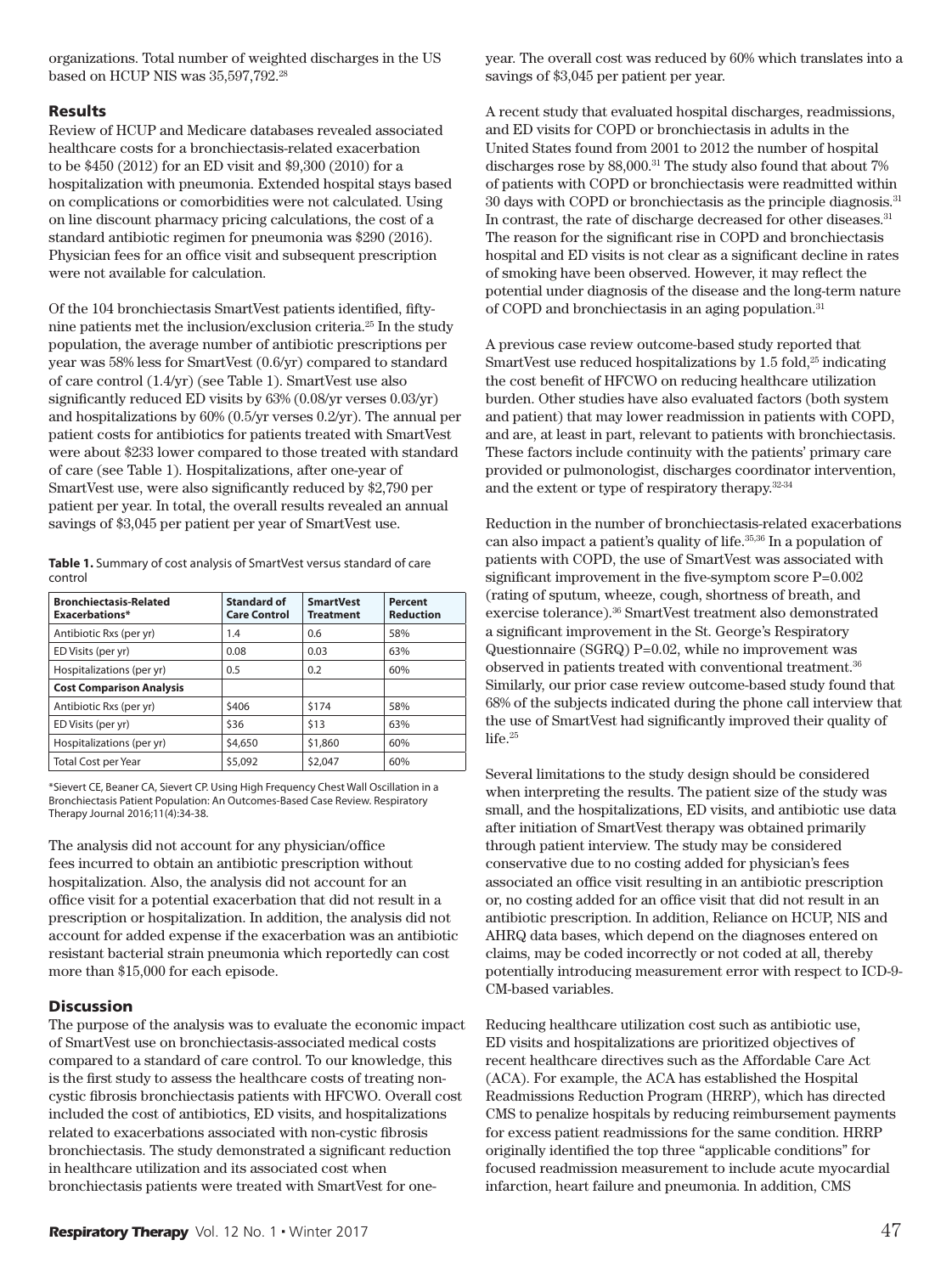organizations. Total number of weighted discharges in the US based on HCUP NIS was 35,597,792.[28]

## Results

Review of HCUP and Medicare databases revealed associated healthcare costs for a bronchiectasis-related exacerbation to be $450 (2012) for an ED visit and $9,300 (2010) for a hospitalization with pneumonia. Extended hospital stays based on complications or comorbidities were not calculated. Using on line discount pharmacy pricing calculations, the cost of a standard antibiotic regimen for pneumonia was $290 (2016). Physician fees for an office visit and subsequent prescription were not available for calculation.

Of the 104 bronchiectasis SmartVest patients identified, fifty-nine patients met the inclusion/exclusion criteria.[25] In the study population, the average number of antibiotic prescriptions per year was 58% less for SmartVest (0.6/yr) compared to standard of care control (1.4/yr) (see Table 1). SmartVest use also significantly reduced ED visits by 63% (0.08/yr verses 0.03/yr) and hospitalizations by 60% (0.5/yr verses 0.2/yr). The annual per patient costs for antibiotics for patients treated with SmartVest were about $233 lower compared to those treated with standard of care (see Table 1). Hospitalizations, after one-year of SmartVest use, were also significantly reduced by $2,790 per patient per year. In total, the overall results revealed an annual savings of $3,045 per patient per year of SmartVest use.

**Table 1.** Summary of cost analysis of SmartVest versus standard of care control

| Bronchiectasis-Related Exacerbations* | Standard of Care Control | SmartVest Treatment | Percent Reduction |
|---|---|---|---|
| Antibiotic Rxs (per yr) | 1.4 | 0.6 | 58% |
| ED Visits (per yr) | 0.08 | 0.03 | 63% |
| Hospitalizations (per yr) | 0.5 | 0.2 | 60% |
| **Cost Comparison Analysis** | | | |
| Antibiotic Rxs (per yr) | $406 | $174 | 58% |
| ED Visits (per yr) | $36 | $13 | 63% |
| Hospitalizations (per yr) | $4,650 | $1,860 | 60% |
| Total Cost per Year | $5,092 | $2,047 | 60% |

*Sievert CE, Beaner CA, Sievert CP. Using High Frequency Chest Wall Oscillation in a Bronchiectasis Patient Population: An Outcomes-Based Case Review. Respiratory Therapy Journal 2016;11(4):34-38.

The analysis did not account for any physician/office fees incurred to obtain an antibiotic prescription without hospitalization. Also, the analysis did not account for an office visit for a potential exacerbation that did not result in a prescription or hospitalization. In addition, the analysis did not account for added expense if the exacerbation was an antibiotic resistant bacterial strain pneumonia which reportedly can cost more than $15,000 for each episode.

## Discussion

The purpose of the analysis was to evaluate the economic impact of SmartVest use on bronchiectasis-associated medical costs compared to a standard of care control. To our knowledge, this is the first study to assess the healthcare costs of treating non-cystic fibrosis bronchiectasis patients with HFCWO. Overall cost included the cost of antibiotics, ED visits, and hospitalizations related to exacerbations associated with non-cystic fibrosis bronchiectasis. The study demonstrated a significant reduction in healthcare utilization and its associated cost when bronchiectasis patients were treated with SmartVest for one-year. The overall cost was reduced by 60% which translates into a savings of $3,045 per patient per year.

A recent study that evaluated hospital discharges, readmissions, and ED visits for COPD or bronchiectasis in adults in the United States found from 2001 to 2012 the number of hospital discharges rose by 88,000.[31] The study also found that about 7% of patients with COPD or bronchiectasis were readmitted within 30 days with COPD or bronchiectasis as the principle diagnosis.[31] In contrast, the rate of discharge decreased for other diseases.[31] The reason for the significant rise in COPD and bronchiectasis hospital and ED visits is not clear as a significant decline in rates of smoking have been observed. However, it may reflect the potential under diagnosis of the disease and the long-term nature of COPD and bronchiectasis in an aging population.[31]

A previous case review outcome-based study reported that SmartVest use reduced hospitalizations by 1.5 fold,[25] indicating the cost benefit of HFCWO on reducing healthcare utilization burden. Other studies have also evaluated factors (both system and patient) that may lower readmission in patients with COPD, and are, at least in part, relevant to patients with bronchiectasis. These factors include continuity with the patients' primary care provided or pulmonologist, discharges coordinator intervention, and the extent or type of respiratory therapy.[32-34]

Reduction in the number of bronchiectasis-related exacerbations can also impact a patient's quality of life.[35,36] In a population of patients with COPD, the use of SmartVest was associated with significant improvement in the five-symptom score P=0.002 (rating of sputum, wheeze, cough, shortness of breath, and exercise tolerance).[36] SmartVest treatment also demonstrated a significant improvement in the St. George's Respiratory Questionnaire (SGRQ) P=0.02, while no improvement was observed in patients treated with conventional treatment.[36] Similarly, our prior case review outcome-based study found that 68% of the subjects indicated during the phone call interview that the use of SmartVest had significantly improved their quality of life.[25]

Several limitations to the study design should be considered when interpreting the results. The patient size of the study was small, and the hospitalizations, ED visits, and antibiotic use data after initiation of SmartVest therapy was obtained primarily through patient interview. The study may be considered conservative due to no costing added for physician's fees associated an office visit resulting in an antibiotic prescription or, no costing added for an office visit that did not result in an antibiotic prescription. In addition, Reliance on HCUP, NIS and AHRQ data bases, which depend on the diagnoses entered on claims, may be coded incorrectly or not coded at all, thereby potentially introducing measurement error with respect to ICD-9-CM-based variables.

Reducing healthcare utilization cost such as antibiotic use, ED visits and hospitalizations are prioritized objectives of recent healthcare directives such as the Affordable Care Act (ACA). For example, the ACA has established the Hospital Readmissions Reduction Program (HRRP), which has directed CMS to penalize hospitals by reducing reimbursement payments for excess patient readmissions for the same condition. HRRP originally identified the top three "applicable conditions" for focused readmission measurement to include acute myocardial infarction, heart failure and pneumonia. In addition, CMS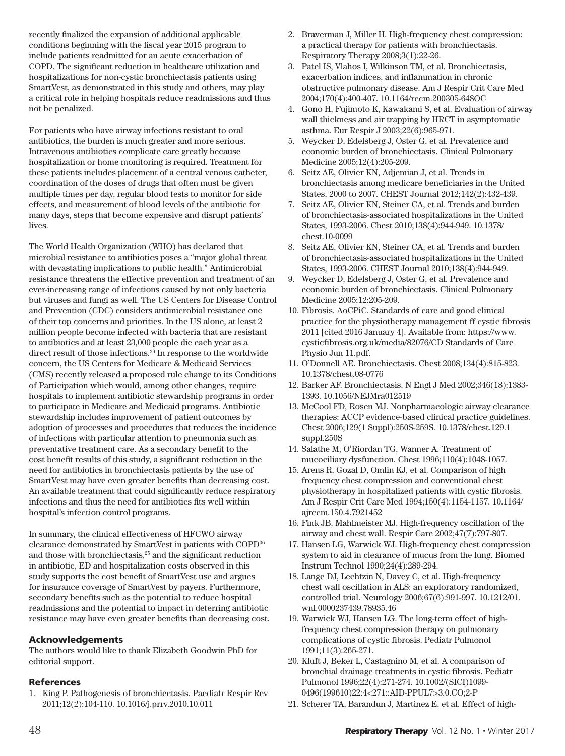recently finalized the expansion of additional applicable conditions beginning with the fiscal year 2015 program to include patients readmitted for an acute exacerbation of COPD. The significant reduction in healthcare utilization and hospitalizations for non-cystic bronchiectasis patients using SmartVest, as demonstrated in this study and others, may play a critical role in helping hospitals reduce readmissions and thus not be penalized.

For patients who have airway infections resistant to oral antibiotics, the burden is much greater and more serious. Intravenous antibiotics complicate care greatly because hospitalization or home monitoring is required. Treatment for these patients includes placement of a central venous catheter, coordination of the doses of drugs that often must be given multiple times per day, regular blood tests to monitor for side effects, and measurement of blood levels of the antibiotic for many days, steps that become expensive and disrupt patients' lives.

The World Health Organization (WHO) has declared that microbial resistance to antibiotics poses a "major global threat with devastating implications to public health." Antimicrobial resistance threatens the effective prevention and treatment of an ever-increasing range of infections caused by not only bacteria but viruses and fungi as well. The US Centers for Disease Control and Prevention (CDC) considers antimicrobial resistance one of their top concerns and priorities. In the US alone, at least 2 million people become infected with bacteria that are resistant to antibiotics and at least 23,000 people die each year as a direct result of those infections.[39] In response to the worldwide concern, the US Centers for Medicare & Medicaid Services (CMS) recently released a proposed rule change to its Conditions of Participation which would, among other changes, require hospitals to implement antibiotic stewardship programs in order to participate in Medicare and Medicaid programs. Antibiotic stewardship includes improvement of patient outcomes by adoption of processes and procedures that reduces the incidence of infections with particular attention to pneumonia such as preventative treatment care. As a secondary benefit to the cost benefit results of this study, a significant reduction in the need for antibiotics in bronchiectasis patients by the use of SmartVest may have even greater benefits than decreasing cost. An available treatment that could significantly reduce respiratory infections and thus the need for antibiotics fits well within hospital's infection control programs.

In summary, the clinical effectiveness of HFCWO airway clearance demonstrated by SmartVest in patients with COPD[36] and those with bronchiectasis,[25] and the significant reduction in antibiotic, ED and hospitalization costs observed in this study supports the cost benefit of SmartVest use and argues for insurance coverage of SmartVest by payers. Furthermore, secondary benefits such as the potential to reduce hospital readmissions and the potential to impact in deterring antibiotic resistance may have even greater benefits than decreasing cost.

## Acknowledgements

The authors would like to thank Elizabeth Goodwin PhD for editorial support.

## References

1. King P. Pathogenesis of bronchiectasis. Paediatr Respir Rev 2011;12(2):104-110. 10.1016/j.prrv.2010.10.011
2. Braverman J, Miller H. High-frequency chest compression: a practical therapy for patients with bronchiectasis. Respiratory Therapy 2008;3(1):22-26.
3. Patel IS, Vlahos I, Wilkinson TM, et al. Bronchiectasis, exacerbation indices, and inflammation in chronic obstructive pulmonary disease. Am J Respir Crit Care Med 2004;170(4):400-407. 10.1164/rccm.200305-648OC
4. Gono H, Fujimoto K, Kawakami S, et al. Evaluation of airway wall thickness and air trapping by HRCT in asymptomatic asthma. Eur Respir J 2003;22(6):965-971.
5. Weycker D, Edelsberg J, Oster G, et al. Prevalence and economic burden of bronchiectasis. Clinical Pulmonary Medicine 2005;12(4):205-209.
6. Seitz AE, Olivier KN, Adjemian J, et al. Trends in bronchiectasis among medicare beneficiaries in the United States, 2000 to 2007. CHEST Journal 2012;142(2):432-439.
7. Seitz AE, Olivier KN, Steiner CA, et al. Trends and burden of bronchiectasis-associated hospitalizations in the United States, 1993-2006. Chest 2010;138(4):944-949. 10.1378/chest.10-0099
8. Seitz AE, Olivier KN, Steiner CA, et al. Trends and burden of bronchiectasis-associated hospitalizations in the United States, 1993-2006. CHEST Journal 2010;138(4):944-949.
9. Weycker D, Edelsberg J, Oster G, et al. Prevalence and economic burden of bronchiectasis. Clinical Pulmonary Medicine 2005;12:205-209.
10. Fibrosis. AoCPiC. Standards of care and good clinical practice for the physiotherapy management ff cystic fibrosis 2011 [cited 2016 January 4]. Available from: https://www.cysticfibrosis.org.uk/media/82076/CD Standards of Care Physio Jun 11.pdf.
11. O'Donnell AE. Bronchiectasis. Chest 2008;134(4):815-823. 10.1378/chest.08-0776
12. Barker AF. Bronchiectasis. N Engl J Med 2002;346(18):1383-1393. 10.1056/NEJMra012519
13. McCool FD, Rosen MJ. Nonpharmacologic airway clearance therapies: ACCP evidence-based clinical practice guidelines. Chest 2006;129(1 Suppl):250S-259S. 10.1378/chest.129.1 suppl.250S
14. Salathe M, O'Riordan TG, Wanner A. Treatment of mucociliary dysfunction. Chest 1996;110(4):1048-1057.
15. Arens R, Gozal D, Omlin KJ, et al. Comparison of high frequency chest compression and conventional chest physiotherapy in hospitalized patients with cystic fibrosis. Am J Respir Crit Care Med 1994;150(4):1154-1157. 10.1164/ajrccm.150.4.7921452
16. Fink JB, Mahlmeister MJ. High-frequency oscillation of the airway and chest wall. Respir Care 2002;47(7):797-807.
17. Hansen LG, Warwick WJ. High-frequency chest compression system to aid in clearance of mucus from the lung. Biomed Instrum Technol 1990;24(4):289-294.
18. Lange DJ, Lechtzin N, Davey C, et al. High-frequency chest wall oscillation in ALS: an exploratory randomized, controlled trial. Neurology 2006;67(6):991-997. 10.1212/01.wnl.0000237439.78935.46
19. Warwick WJ, Hansen LG. The long-term effect of high-frequency chest compression therapy on pulmonary complications of cystic fibrosis. Pediatr Pulmonol 1991;11(3):265-271.
20. Kluft J, Beker L, Castagnino M, et al. A comparison of bronchial drainage treatments in cystic fibrosis. Pediatr Pulmonol 1996;22(4):271-274. 10.1002/(SICI)1099-0496(199610)22:4<271::AID-PPUL7>3.0.CO;2-P
21. Scherer TA, Barandun J, Martinez E, et al. Effect of high-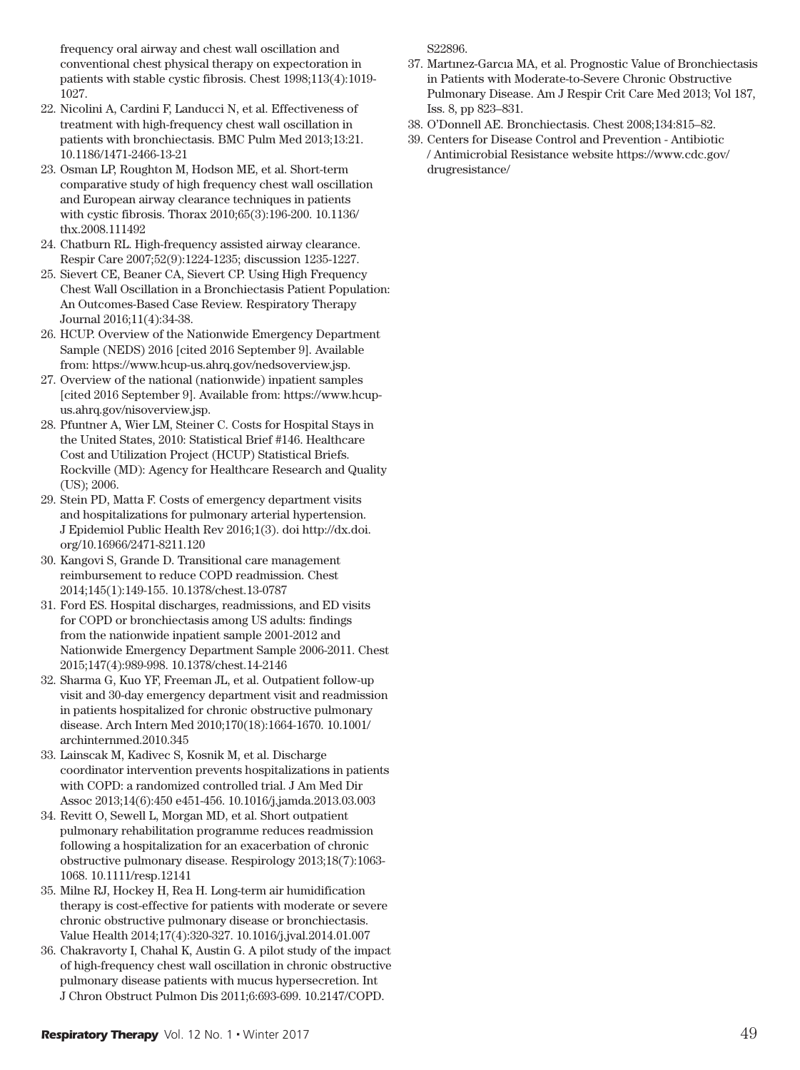frequency oral airway and chest wall oscillation and conventional chest physical therapy on expectoration in patients with stable cystic fibrosis. Chest 1998;113(4):1019-1027.

22. Nicolini A, Cardini F, Landucci N, et al. Effectiveness of treatment with high-frequency chest wall oscillation in patients with bronchiectasis. BMC Pulm Med 2013;13:21. 10.1186/1471-2466-13-21
23. Osman LP, Roughton M, Hodson ME, et al. Short-term comparative study of high frequency chest wall oscillation and European airway clearance techniques in patients with cystic fibrosis. Thorax 2010;65(3):196-200. 10.1136/thx.2008.111492
24. Chatburn RL. High-frequency assisted airway clearance. Respir Care 2007;52(9):1224-1235; discussion 1235-1227.
25. Sievert CE, Beaner CA, Sievert CP. Using High Frequency Chest Wall Oscillation in a Bronchiectasis Patient Population: An Outcomes-Based Case Review. Respiratory Therapy Journal 2016;11(4):34-38.
26. HCUP. Overview of the Nationwide Emergency Department Sample (NEDS) 2016 [cited 2016 September 9]. Available from: https://www.hcup-us.ahrq.gov/nedsoverview.jsp.
27. Overview of the national (nationwide) inpatient samples [cited 2016 September 9]. Available from: https://www.hcup-us.ahrq.gov/nisoverview.jsp.
28. Pfuntner A, Wier LM, Steiner C. Costs for Hospital Stays in the United States, 2010: Statistical Brief #146. Healthcare Cost and Utilization Project (HCUP) Statistical Briefs. Rockville (MD): Agency for Healthcare Research and Quality (US); 2006.
29. Stein PD, Matta F. Costs of emergency department visits and hospitalizations for pulmonary arterial hypertension. J Epidemiol Public Health Rev 2016;1(3). doi http://dx.doi.org/10.16966/2471-8211.120
30. Kangovi S, Grande D. Transitional care management reimbursement to reduce COPD readmission. Chest 2014;145(1):149-155. 10.1378/chest.13-0787
31. Ford ES. Hospital discharges, readmissions, and ED visits for COPD or bronchiectasis among US adults: findings from the nationwide inpatient sample 2001-2012 and Nationwide Emergency Department Sample 2006-2011. Chest 2015;147(4):989-998. 10.1378/chest.14-2146
32. Sharma G, Kuo YF, Freeman JL, et al. Outpatient follow-up visit and 30-day emergency department visit and readmission in patients hospitalized for chronic obstructive pulmonary disease. Arch Intern Med 2010;170(18):1664-1670. 10.1001/archinternmed.2010.345
33. Lainscak M, Kadivec S, Kosnik M, et al. Discharge coordinator intervention prevents hospitalizations in patients with COPD: a randomized controlled trial. J Am Med Dir Assoc 2013;14(6):450 e451-456. 10.1016/j.jamda.2013.03.003
34. Revitt O, Sewell L, Morgan MD, et al. Short outpatient pulmonary rehabilitation programme reduces readmission following a hospitalization for an exacerbation of chronic obstructive pulmonary disease. Respirology 2013;18(7):1063-1068. 10.1111/resp.12141
35. Milne RJ, Hockey H, Rea H. Long-term air humidification therapy is cost-effective for patients with moderate or severe chronic obstructive pulmonary disease or bronchiectasis. Value Health 2014;17(4):320-327. 10.1016/j.jval.2014.01.007
36. Chakravorty I, Chahal K, Austin G. A pilot study of the impact of high-frequency chest wall oscillation in chronic obstructive pulmonary disease patients with mucus hypersecretion. Int J Chron Obstruct Pulmon Dis 2011;6:693-699. 10.2147/COPD.S22896.
37. Martınez-Garcıa MA, et al. Prognostic Value of Bronchiectasis in Patients with Moderate-to-Severe Chronic Obstructive Pulmonary Disease. Am J Respir Crit Care Med 2013; Vol 187, Iss. 8, pp 823–831.
38. O'Donnell AE. Bronchiectasis. Chest 2008;134:815–82.
39. Centers for Disease Control and Prevention - Antibiotic / Antimicrobial Resistance website https://www.cdc.gov/drugresistance/